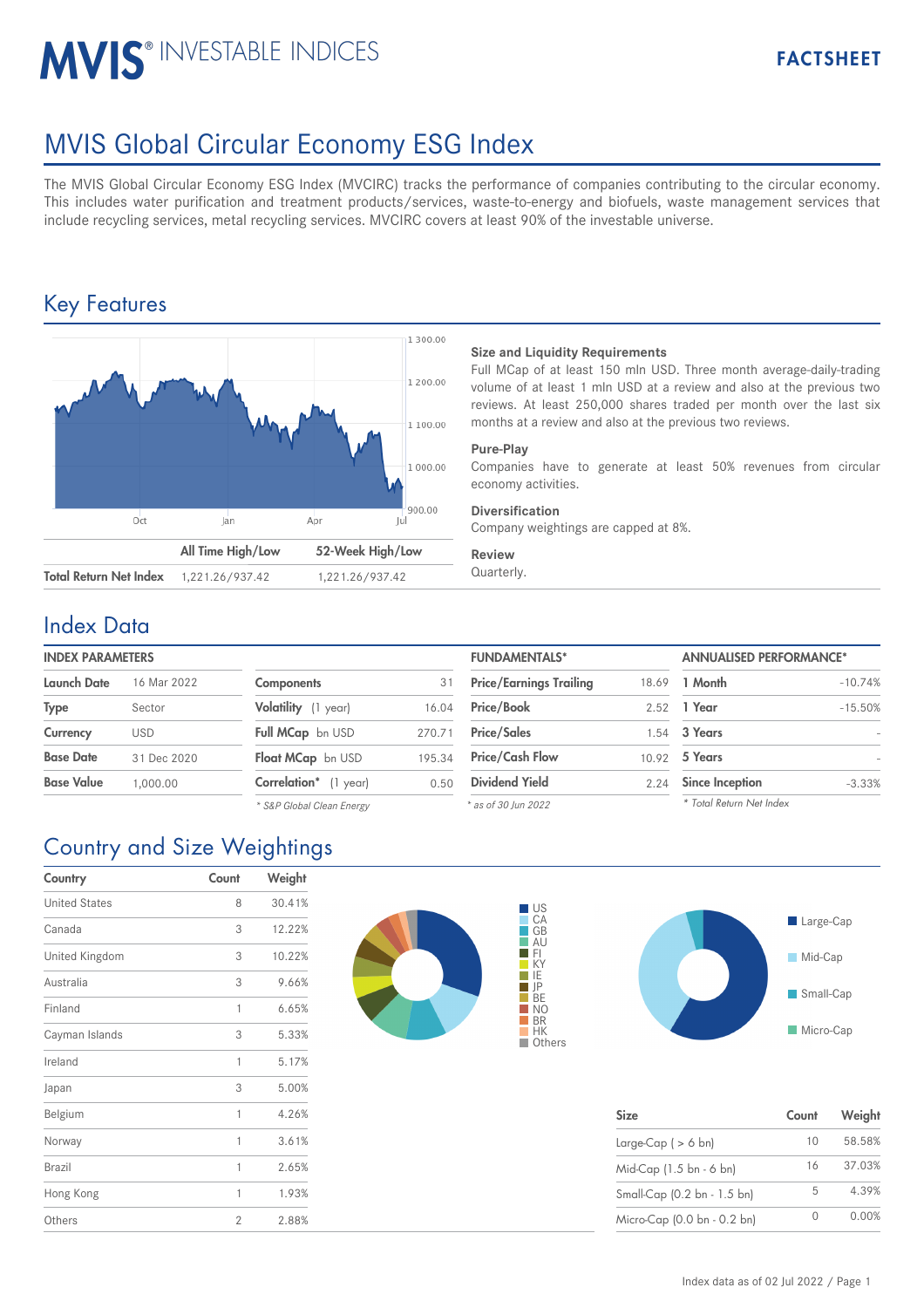# MVIS® INVESTABLE INDICES

**FACTSHEET**

# MVIS Global Circular Economy ESG Index

The MVIS Global Circular Economy ESG Index (MVCIRC) tracks the performance of companies contributing to the circular economy. This includes water purification and treatment products/services, waste-to-energy and biofuels, waste management services that include recycling services, metal recycling services. MVCIRC covers at least 90% of the investable universe.

## Key Features

| | All Time High/Low | 52-Week High/Low |
|---|---|---|
| **Total Return Net Index** | 1,221.26/937.42 | 1,221.26/937.42 |

**Size and Liquidity Requirements**
Full MCap of at least 150 mln USD. Three month average-daily-trading volume of at least 1 mln USD at a review and also at the previous two reviews. At least 250,000 shares traded per month over the last six months at a review and also at the previous two reviews.

**Pure-Play**
Companies have to generate at least 50% revenues from circular economy activities.

**Diversification**
Company weightings are capped at 8%.

**Review**
Quarterly.

## Index Data

**INDEX PARAMETERS**

| | | | |
|---|---|---|---|
| **Launch Date** | 16 Mar 2022 | **Components** | 31 |
| **Type** | Sector | **Volatility** (1 year) | 16.04 |
| **Currency** | USD | **Full MCap** bn USD | 270.71 |
| **Base Date** | 31 Dec 2020 | **Float MCap** bn USD | 195.34 |
| **Base Value** | 1,000.00 | **Correlation*** (1 year) | 0.50 |

\* S&P Global Clean Energy

**FUNDAMENTALS***

| | |
|---|---|
| **Price/Earnings Trailing** | 18.69 |
| **Price/Book** | 2.52 |
| **Price/Sales** | 1.54 |
| **Price/Cash Flow** | 10.92 |
| **Dividend Yield** | 2.24 |

\* as of 30 Jun 2022

**ANNUALISED PERFORMANCE***

| | |
|---|---|
| **1 Month** | -10.74% |
| **1 Year** | -15.50% |
| **3 Years** | - |
| **5 Years** | - |
| **Since Inception** | -3.33% |

\* Total Return Net Index

## Country and Size Weightings

| Country | Count | Weight |
|---|---|---|
| United States | 8 | 30.41% |
| Canada | 3 | 12.22% |
| United Kingdom | 3 | 10.22% |
| Australia | 3 | 9.66% |
| Finland | 1 | 6.65% |
| Cayman Islands | 3 | 5.33% |
| Ireland | 1 | 5.17% |
| Japan | 3 | 5.00% |
| Belgium | 1 | 4.26% |
| Norway | 1 | 3.61% |
| Brazil | 1 | 2.65% |
| Hong Kong | 1 | 1.93% |
| Others | 2 | 2.88% |

| Size | Count | Weight |
|---|---|---|
| Large-Cap ( > 6 bn) | 10 | 58.58% |
| Mid-Cap (1.5 bn - 6 bn) | 16 | 37.03% |
| Small-Cap (0.2 bn - 1.5 bn) | 5 | 4.39% |
| Micro-Cap (0.0 bn - 0.2 bn) | 0 | 0.00% |

Index data as of 02 Jul 2022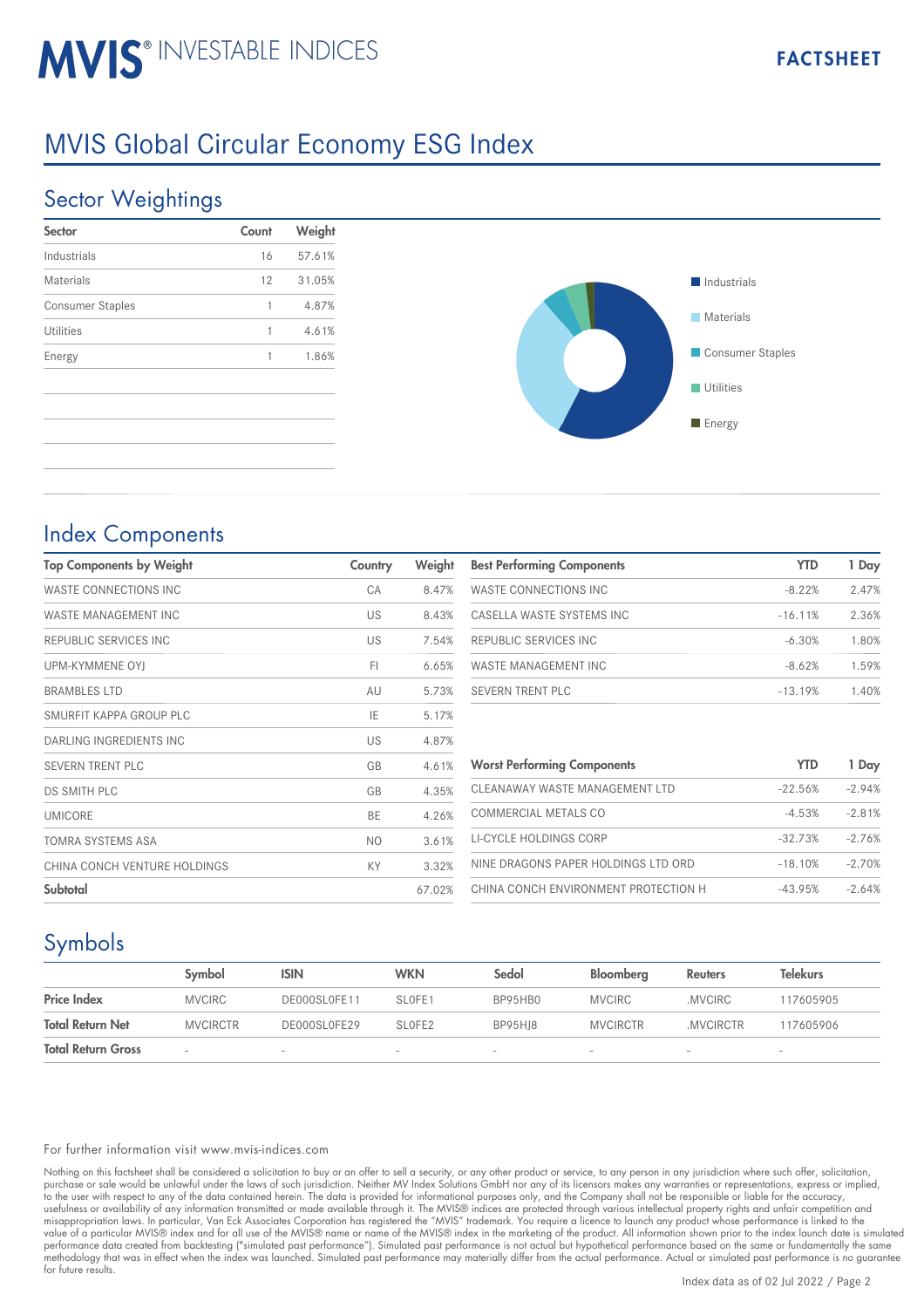# MVIS® INVESTABLE INDICES

**FACTSHEET**

# MVIS Global Circular Economy ESG Index

## Sector Weightings

| Sector | Count | Weight |
|---|---|---|
| Industrials | 16 | 57.61% |
| Materials | 12 | 31.05% |
| Consumer Staples | 1 | 4.87% |
| Utilities | 1 | 4.61% |
| Energy | 1 | 1.86% |

Industrials
Materials
Consumer Staples
Utilities
Energy

## Index Components

| Top Components by Weight | Country | Weight |
|---|---|---|
| WASTE CONNECTIONS INC | CA | 8.47% |
| WASTE MANAGEMENT INC | US | 8.43% |
| REPUBLIC SERVICES INC | US | 7.54% |
| UPM-KYMMENE OYJ | FI | 6.65% |
| BRAMBLES LTD | AU | 5.73% |
| SMURFIT KAPPA GROUP PLC | IE | 5.17% |
| DARLING INGREDIENTS INC | US | 4.87% |
| SEVERN TRENT PLC | GB | 4.61% |
| DS SMITH PLC | GB | 4.35% |
| UMICORE | BE | 4.26% |
| TOMRA SYSTEMS ASA | NO | 3.61% |
| CHINA CONCH VENTURE HOLDINGS | KY | 3.32% |
| **Subtotal** | | 67.02% |

| Best Performing Components | YTD | 1 Day |
|---|---|---|
| WASTE CONNECTIONS INC | -8.22% | 2.47% |
| CASELLA WASTE SYSTEMS INC | -16.11% | 2.36% |
| REPUBLIC SERVICES INC | -6.30% | 1.80% |
| WASTE MANAGEMENT INC | -8.62% | 1.59% |
| SEVERN TRENT PLC | -13.19% | 1.40% |

| Worst Performing Components | YTD | 1 Day |
|---|---|---|
| CLEANAWAY WASTE MANAGEMENT LTD | -22.56% | -2.94% |
| COMMERCIAL METALS CO | -4.53% | -2.81% |
| LI-CYCLE HOLDINGS CORP | -32.73% | -2.76% |
| NINE DRAGONS PAPER HOLDINGS LTD ORD | -18.10% | -2.70% |
| CHINA CONCH ENVIRONMENT PROTECTION H | -43.95% | -2.64% |

## Symbols

| | Symbol | ISIN | WKN | Sedol | Bloomberg | Reuters | Telekurs |
|---|---|---|---|---|---|---|---|
| **Price Index** | MVCIRC | DE000SLOFE11 | SLOFE1 | BP95HB0 | MVCIRC | .MVCIRC | 117605905 |
| **Total Return Net** | MVCIRCTR | DE000SLOFE29 | SLOFE2 | BP95HJ8 | MVCIRCTR | .MVCIRCTR | 117605906 |
| **Total Return Gross** | - | - | - | - | - | - | - |

For further information visit www.mvis-indices.com

Nothing on this factsheet shall be considered a solicitation to buy or an offer to sell a security, or any other product or service, to any person in any jurisdiction where such offer, solicitation, purchase or sale would be unlawful under the laws of such jurisdiction. Neither MV Index Solutions GmbH nor any of its licensors makes any warranties or representations, express or implied, to the user with respect to any of the data contained herein. The data is provided for informational purposes only, and the Company shall not be responsible or liable for the accuracy, usefulness or availability of any information transmitted or made available through it. The MVIS® indices are protected through various intellectual property rights and unfair competition and misappropriation laws. In particular, Van Eck Associates Corporation has registered the "MVIS" trademark. You require a licence to launch any product whose performance is linked to the value of a particular MVIS® index and for all use of the MVIS® name or name of the MVIS® index in the marketing of the product. All information shown prior to the index launch date is simulated performance data created from backtesting ("simulated past performance"). Simulated past performance is not actual but hypothetical performance based on the same or fundamentally the same methodology that was in effect when the index was launched. Simulated past performance may materially differ from the actual performance. Actual or simulated past performance is no guarantee for future results.

Index data as of 02 Jul 2022